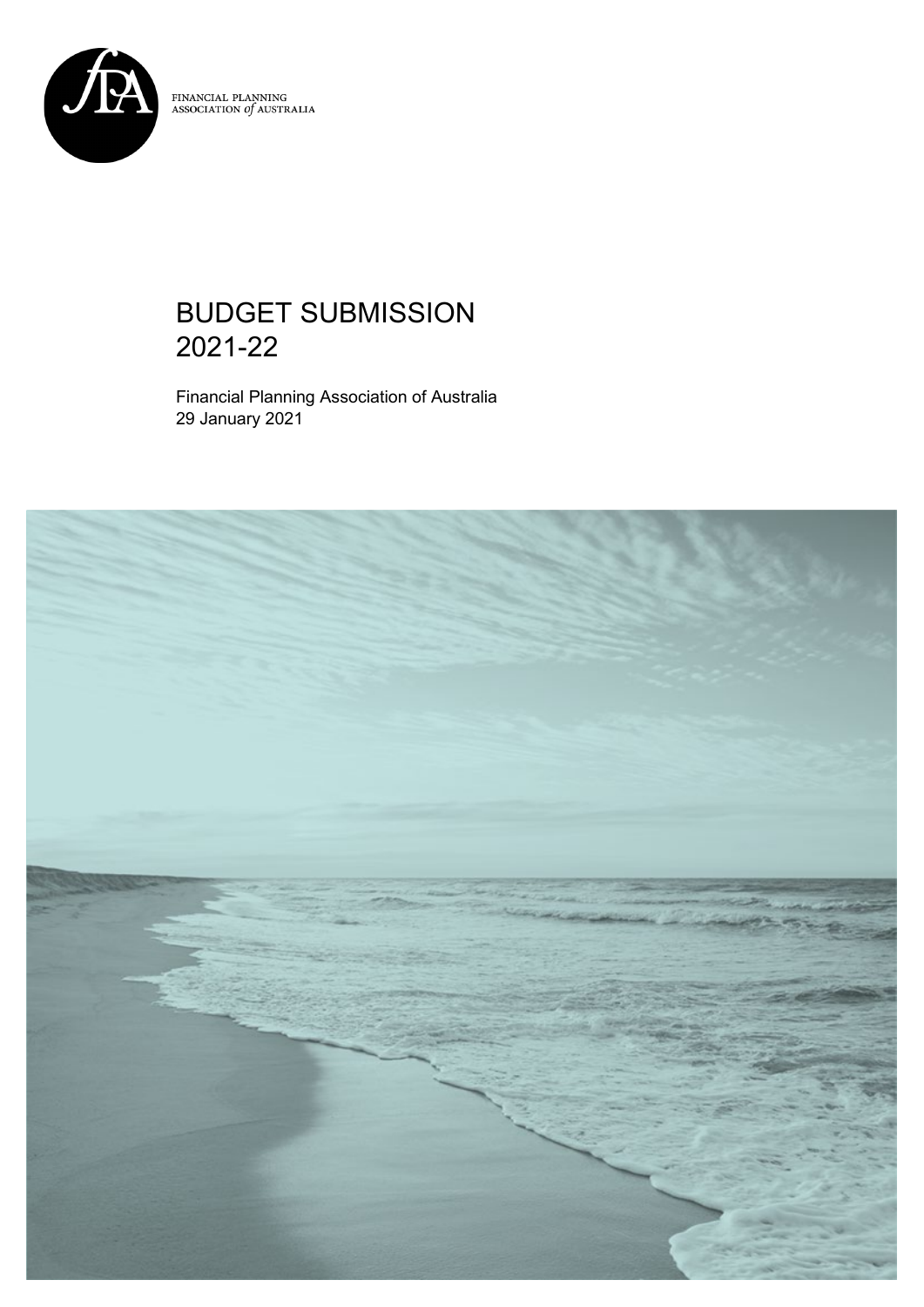FINANCIAL PLANNING ASSOCIATION *of* AUSTRALIA

# BUDGET SUBMISSION 2021-22

Financial Planning Association of Australia
29 January 2021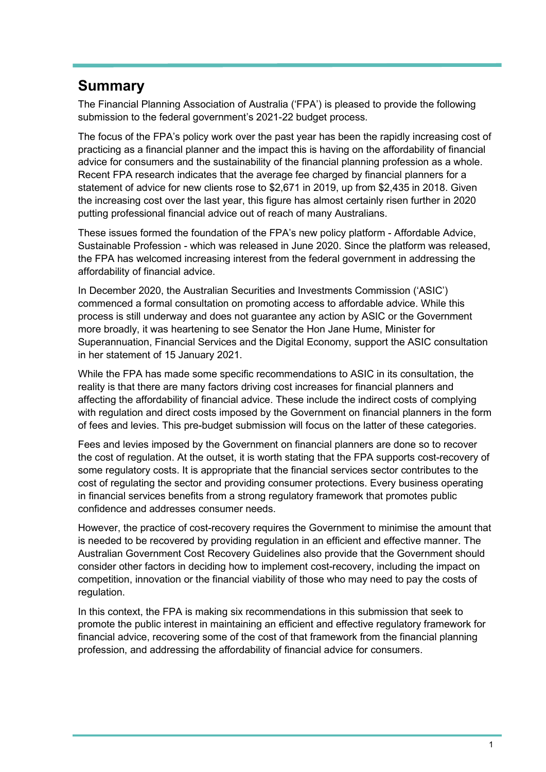## Summary

The Financial Planning Association of Australia ('FPA') is pleased to provide the following submission to the federal government's 2021-22 budget process.

The focus of the FPA's policy work over the past year has been the rapidly increasing cost of practicing as a financial planner and the impact this is having on the affordability of financial advice for consumers and the sustainability of the financial planning profession as a whole. Recent FPA research indicates that the average fee charged by financial planners for a statement of advice for new clients rose to $2,671 in 2019, up from $2,435 in 2018. Given the increasing cost over the last year, this figure has almost certainly risen further in 2020 putting professional financial advice out of reach of many Australians.

These issues formed the foundation of the FPA's new policy platform - Affordable Advice, Sustainable Profession - which was released in June 2020. Since the platform was released, the FPA has welcomed increasing interest from the federal government in addressing the affordability of financial advice.

In December 2020, the Australian Securities and Investments Commission ('ASIC') commenced a formal consultation on promoting access to affordable advice. While this process is still underway and does not guarantee any action by ASIC or the Government more broadly, it was heartening to see Senator the Hon Jane Hume, Minister for Superannuation, Financial Services and the Digital Economy, support the ASIC consultation in her statement of 15 January 2021.

While the FPA has made some specific recommendations to ASIC in its consultation, the reality is that there are many factors driving cost increases for financial planners and affecting the affordability of financial advice. These include the indirect costs of complying with regulation and direct costs imposed by the Government on financial planners in the form of fees and levies. This pre-budget submission will focus on the latter of these categories.

Fees and levies imposed by the Government on financial planners are done so to recover the cost of regulation. At the outset, it is worth stating that the FPA supports cost-recovery of some regulatory costs. It is appropriate that the financial services sector contributes to the cost of regulating the sector and providing consumer protections. Every business operating in financial services benefits from a strong regulatory framework that promotes public confidence and addresses consumer needs.

However, the practice of cost-recovery requires the Government to minimise the amount that is needed to be recovered by providing regulation in an efficient and effective manner. The Australian Government Cost Recovery Guidelines also provide that the Government should consider other factors in deciding how to implement cost-recovery, including the impact on competition, innovation or the financial viability of those who may need to pay the costs of regulation.

In this context, the FPA is making six recommendations in this submission that seek to promote the public interest in maintaining an efficient and effective regulatory framework for financial advice, recovering some of the cost of that framework from the financial planning profession, and addressing the affordability of financial advice for consumers.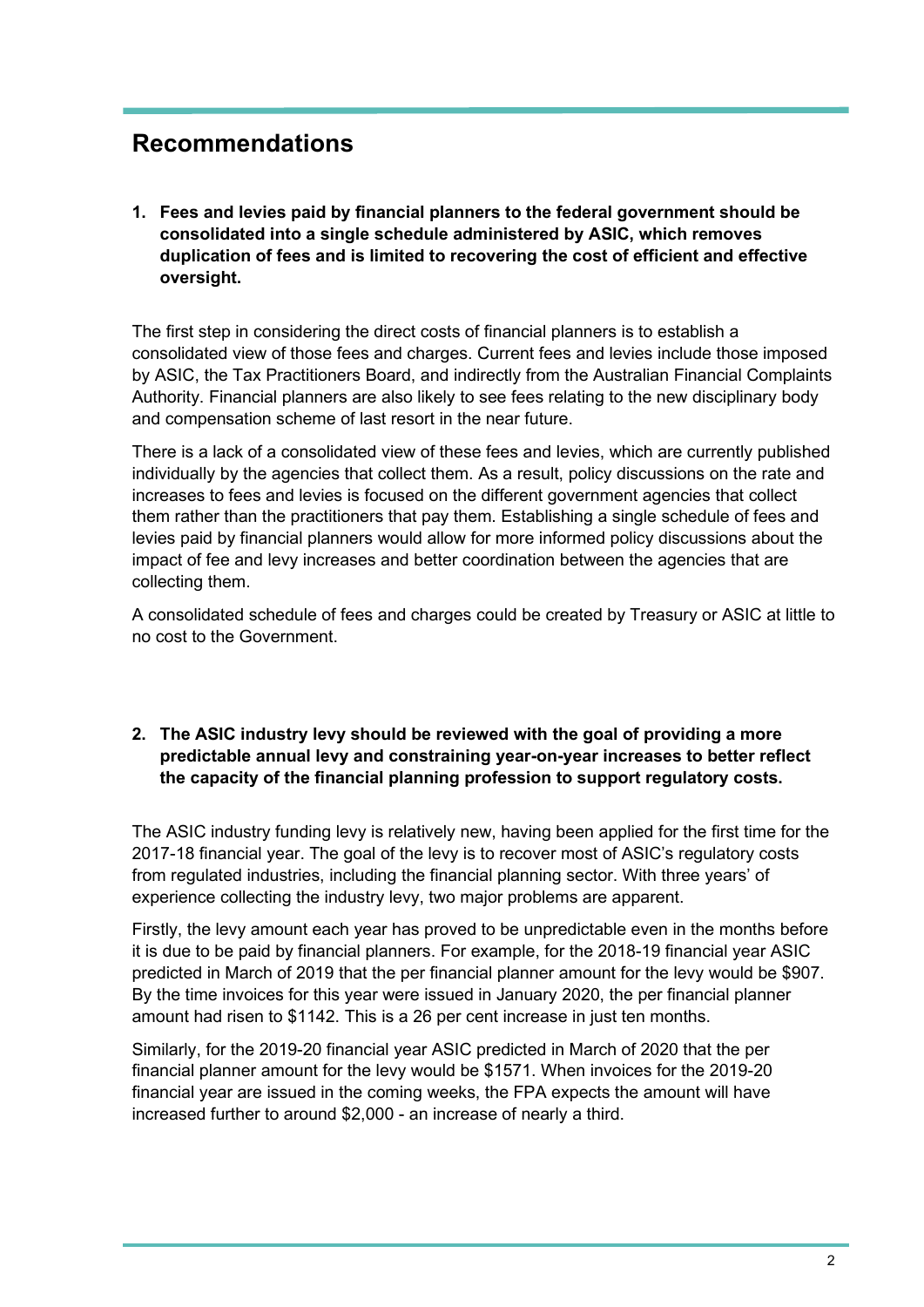## Recommendations

1. **Fees and levies paid by financial planners to the federal government should be consolidated into a single schedule administered by ASIC, which removes duplication of fees and is limited to recovering the cost of efficient and effective oversight.**

The first step in considering the direct costs of financial planners is to establish a consolidated view of those fees and charges. Current fees and levies include those imposed by ASIC, the Tax Practitioners Board, and indirectly from the Australian Financial Complaints Authority. Financial planners are also likely to see fees relating to the new disciplinary body and compensation scheme of last resort in the near future.

There is a lack of a consolidated view of these fees and levies, which are currently published individually by the agencies that collect them. As a result, policy discussions on the rate and increases to fees and levies is focused on the different government agencies that collect them rather than the practitioners that pay them. Establishing a single schedule of fees and levies paid by financial planners would allow for more informed policy discussions about the impact of fee and levy increases and better coordination between the agencies that are collecting them.

A consolidated schedule of fees and charges could be created by Treasury or ASIC at little to no cost to the Government.

2. **The ASIC industry levy should be reviewed with the goal of providing a more predictable annual levy and constraining year-on-year increases to better reflect the capacity of the financial planning profession to support regulatory costs.**

The ASIC industry funding levy is relatively new, having been applied for the first time for the 2017-18 financial year. The goal of the levy is to recover most of ASIC's regulatory costs from regulated industries, including the financial planning sector. With three years' of experience collecting the industry levy, two major problems are apparent.

Firstly, the levy amount each year has proved to be unpredictable even in the months before it is due to be paid by financial planners. For example, for the 2018-19 financial year ASIC predicted in March of 2019 that the per financial planner amount for the levy would be $907. By the time invoices for this year were issued in January 2020, the per financial planner amount had risen to $1142. This is a 26 per cent increase in just ten months.

Similarly, for the 2019-20 financial year ASIC predicted in March of 2020 that the per financial planner amount for the levy would be $1571. When invoices for the 2019-20 financial year are issued in the coming weeks, the FPA expects the amount will have increased further to around $2,000 - an increase of nearly a third.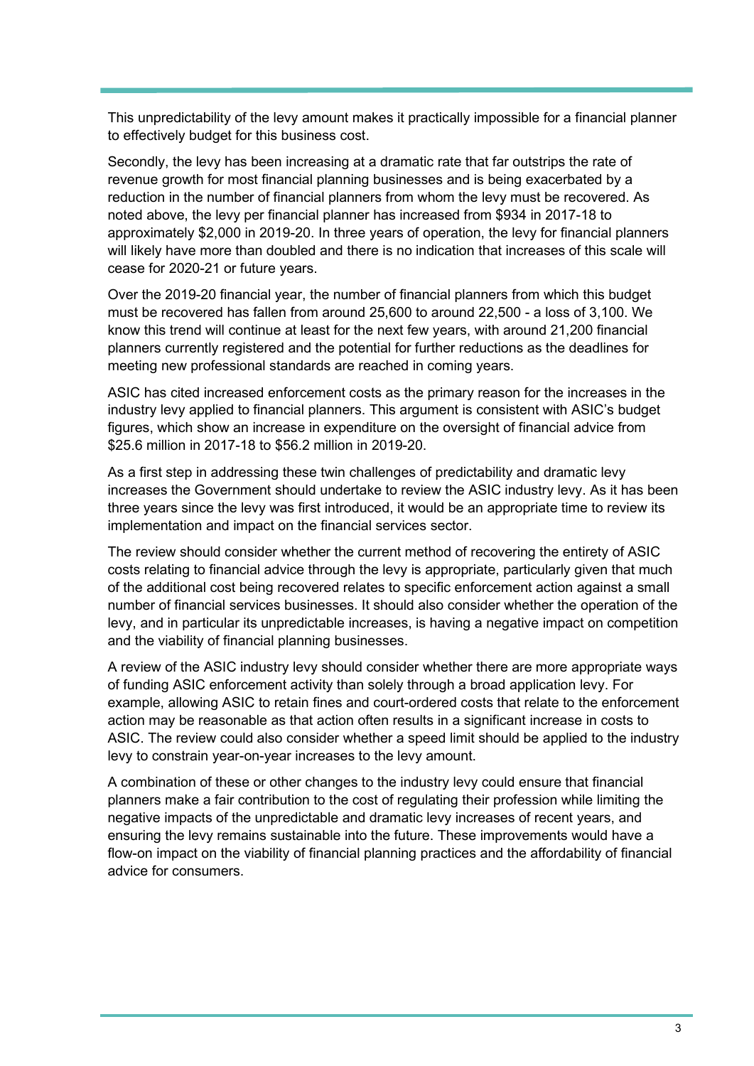This unpredictability of the levy amount makes it practically impossible for a financial planner to effectively budget for this business cost.

Secondly, the levy has been increasing at a dramatic rate that far outstrips the rate of revenue growth for most financial planning businesses and is being exacerbated by a reduction in the number of financial planners from whom the levy must be recovered. As noted above, the levy per financial planner has increased from $934 in 2017-18 to approximately $2,000 in 2019-20. In three years of operation, the levy for financial planners will likely have more than doubled and there is no indication that increases of this scale will cease for 2020-21 or future years.

Over the 2019-20 financial year, the number of financial planners from which this budget must be recovered has fallen from around 25,600 to around 22,500 - a loss of 3,100. We know this trend will continue at least for the next few years, with around 21,200 financial planners currently registered and the potential for further reductions as the deadlines for meeting new professional standards are reached in coming years.

ASIC has cited increased enforcement costs as the primary reason for the increases in the industry levy applied to financial planners. This argument is consistent with ASIC's budget figures, which show an increase in expenditure on the oversight of financial advice from $25.6 million in 2017-18 to $56.2 million in 2019-20.

As a first step in addressing these twin challenges of predictability and dramatic levy increases the Government should undertake to review the ASIC industry levy. As it has been three years since the levy was first introduced, it would be an appropriate time to review its implementation and impact on the financial services sector.

The review should consider whether the current method of recovering the entirety of ASIC costs relating to financial advice through the levy is appropriate, particularly given that much of the additional cost being recovered relates to specific enforcement action against a small number of financial services businesses. It should also consider whether the operation of the levy, and in particular its unpredictable increases, is having a negative impact on competition and the viability of financial planning businesses.

A review of the ASIC industry levy should consider whether there are more appropriate ways of funding ASIC enforcement activity than solely through a broad application levy. For example, allowing ASIC to retain fines and court-ordered costs that relate to the enforcement action may be reasonable as that action often results in a significant increase in costs to ASIC. The review could also consider whether a speed limit should be applied to the industry levy to constrain year-on-year increases to the levy amount.

A combination of these or other changes to the industry levy could ensure that financial planners make a fair contribution to the cost of regulating their profession while limiting the negative impacts of the unpredictable and dramatic levy increases of recent years, and ensuring the levy remains sustainable into the future. These improvements would have a flow-on impact on the viability of financial planning practices and the affordability of financial advice for consumers.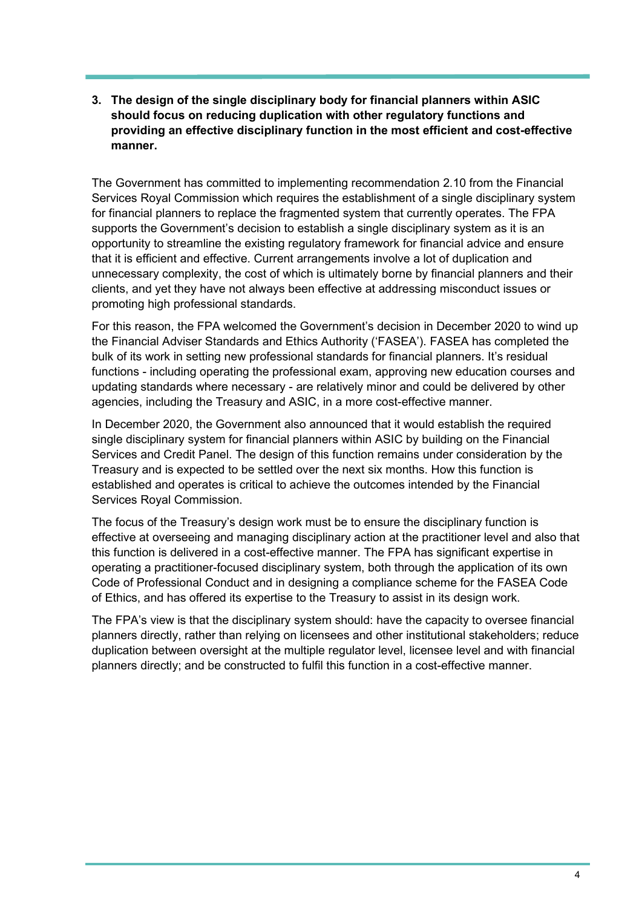**3. The design of the single disciplinary body for financial planners within ASIC should focus on reducing duplication with other regulatory functions and providing an effective disciplinary function in the most efficient and cost-effective manner.**

The Government has committed to implementing recommendation 2.10 from the Financial Services Royal Commission which requires the establishment of a single disciplinary system for financial planners to replace the fragmented system that currently operates. The FPA supports the Government's decision to establish a single disciplinary system as it is an opportunity to streamline the existing regulatory framework for financial advice and ensure that it is efficient and effective. Current arrangements involve a lot of duplication and unnecessary complexity, the cost of which is ultimately borne by financial planners and their clients, and yet they have not always been effective at addressing misconduct issues or promoting high professional standards.

For this reason, the FPA welcomed the Government's decision in December 2020 to wind up the Financial Adviser Standards and Ethics Authority ('FASEA'). FASEA has completed the bulk of its work in setting new professional standards for financial planners. It's residual functions - including operating the professional exam, approving new education courses and updating standards where necessary - are relatively minor and could be delivered by other agencies, including the Treasury and ASIC, in a more cost-effective manner.

In December 2020, the Government also announced that it would establish the required single disciplinary system for financial planners within ASIC by building on the Financial Services and Credit Panel. The design of this function remains under consideration by the Treasury and is expected to be settled over the next six months. How this function is established and operates is critical to achieve the outcomes intended by the Financial Services Royal Commission.

The focus of the Treasury's design work must be to ensure the disciplinary function is effective at overseeing and managing disciplinary action at the practitioner level and also that this function is delivered in a cost-effective manner. The FPA has significant expertise in operating a practitioner-focused disciplinary system, both through the application of its own Code of Professional Conduct and in designing a compliance scheme for the FASEA Code of Ethics, and has offered its expertise to the Treasury to assist in its design work.

The FPA's view is that the disciplinary system should: have the capacity to oversee financial planners directly, rather than relying on licensees and other institutional stakeholders; reduce duplication between oversight at the multiple regulator level, licensee level and with financial planners directly; and be constructed to fulfil this function in a cost-effective manner.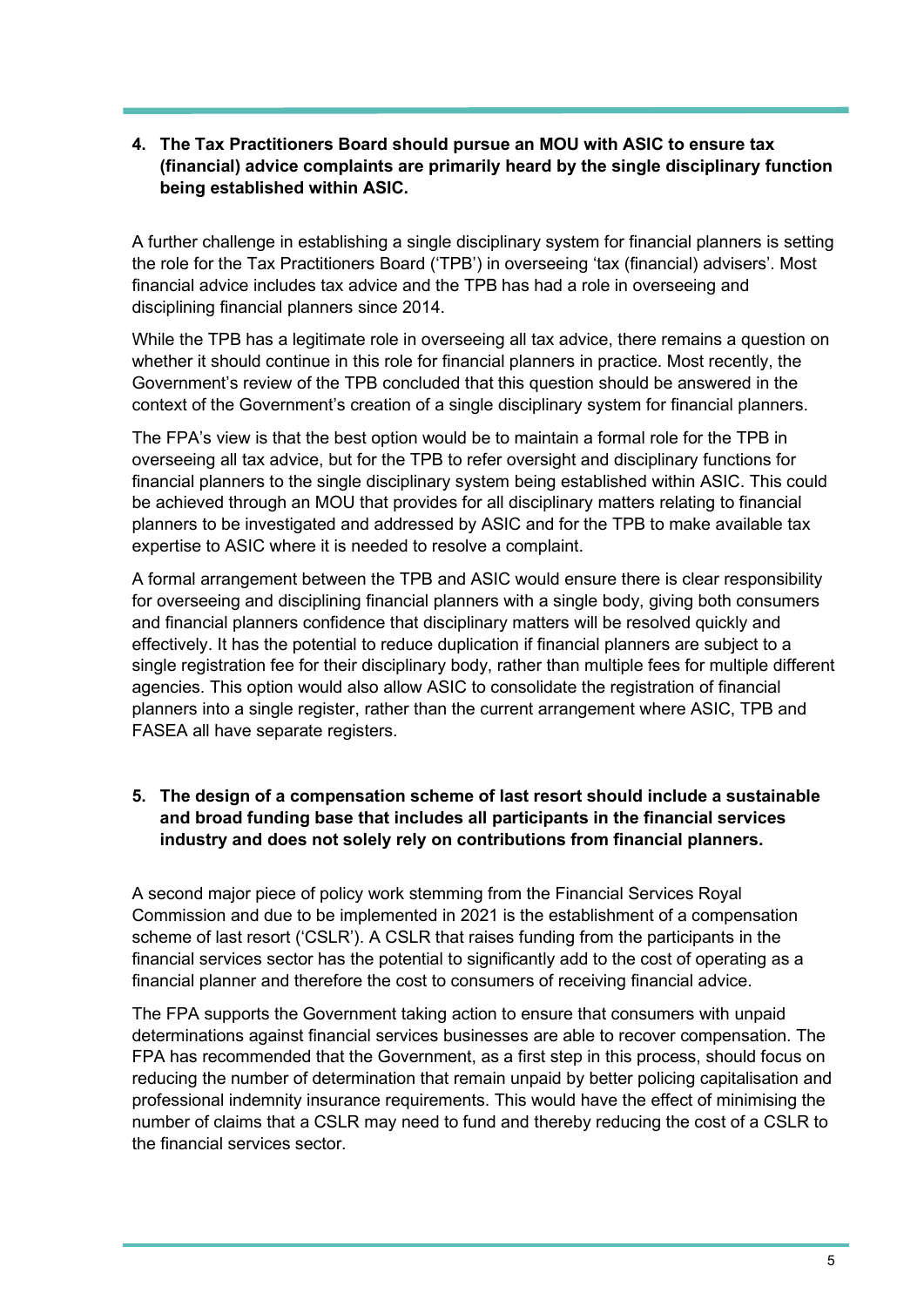**4. The Tax Practitioners Board should pursue an MOU with ASIC to ensure tax (financial) advice complaints are primarily heard by the single disciplinary function being established within ASIC.**

A further challenge in establishing a single disciplinary system for financial planners is setting the role for the Tax Practitioners Board ('TPB') in overseeing 'tax (financial) advisers'. Most financial advice includes tax advice and the TPB has had a role in overseeing and disciplining financial planners since 2014.

While the TPB has a legitimate role in overseeing all tax advice, there remains a question on whether it should continue in this role for financial planners in practice. Most recently, the Government's review of the TPB concluded that this question should be answered in the context of the Government's creation of a single disciplinary system for financial planners.

The FPA's view is that the best option would be to maintain a formal role for the TPB in overseeing all tax advice, but for the TPB to refer oversight and disciplinary functions for financial planners to the single disciplinary system being established within ASIC. This could be achieved through an MOU that provides for all disciplinary matters relating to financial planners to be investigated and addressed by ASIC and for the TPB to make available tax expertise to ASIC where it is needed to resolve a complaint.

A formal arrangement between the TPB and ASIC would ensure there is clear responsibility for overseeing and disciplining financial planners with a single body, giving both consumers and financial planners confidence that disciplinary matters will be resolved quickly and effectively. It has the potential to reduce duplication if financial planners are subject to a single registration fee for their disciplinary body, rather than multiple fees for multiple different agencies. This option would also allow ASIC to consolidate the registration of financial planners into a single register, rather than the current arrangement where ASIC, TPB and FASEA all have separate registers.

**5. The design of a compensation scheme of last resort should include a sustainable and broad funding base that includes all participants in the financial services industry and does not solely rely on contributions from financial planners.**

A second major piece of policy work stemming from the Financial Services Royal Commission and due to be implemented in 2021 is the establishment of a compensation scheme of last resort ('CSLR'). A CSLR that raises funding from the participants in the financial services sector has the potential to significantly add to the cost of operating as a financial planner and therefore the cost to consumers of receiving financial advice.

The FPA supports the Government taking action to ensure that consumers with unpaid determinations against financial services businesses are able to recover compensation. The FPA has recommended that the Government, as a first step in this process, should focus on reducing the number of determination that remain unpaid by better policing capitalisation and professional indemnity insurance requirements. This would have the effect of minimising the number of claims that a CSLR may need to fund and thereby reducing the cost of a CSLR to the financial services sector.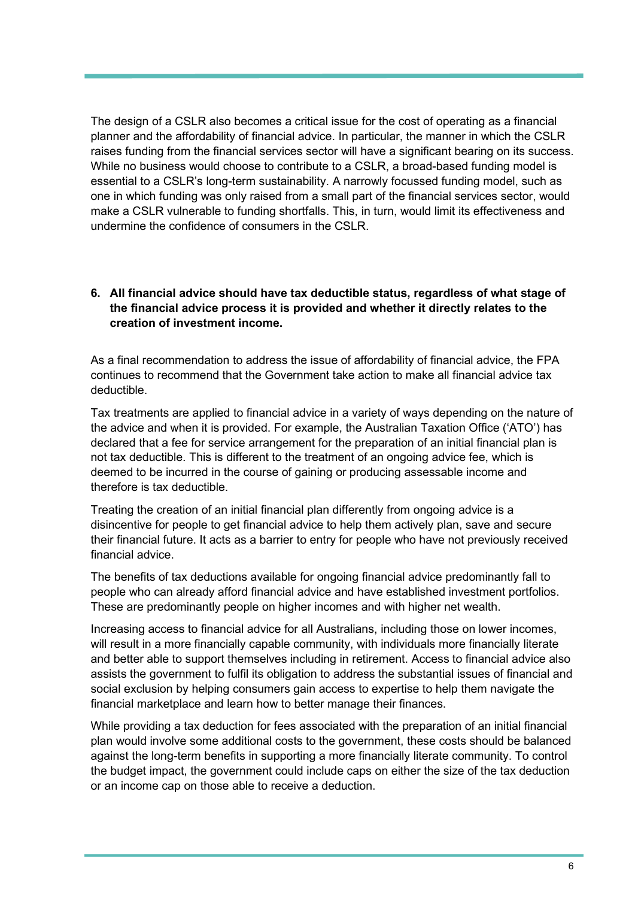The design of a CSLR also becomes a critical issue for the cost of operating as a financial planner and the affordability of financial advice. In particular, the manner in which the CSLR raises funding from the financial services sector will have a significant bearing on its success. While no business would choose to contribute to a CSLR, a broad-based funding model is essential to a CSLR's long-term sustainability. A narrowly focussed funding model, such as one in which funding was only raised from a small part of the financial services sector, would make a CSLR vulnerable to funding shortfalls. This, in turn, would limit its effectiveness and undermine the confidence of consumers in the CSLR.

**6. All financial advice should have tax deductible status, regardless of what stage of the financial advice process it is provided and whether it directly relates to the creation of investment income.**

As a final recommendation to address the issue of affordability of financial advice, the FPA continues to recommend that the Government take action to make all financial advice tax deductible.

Tax treatments are applied to financial advice in a variety of ways depending on the nature of the advice and when it is provided. For example, the Australian Taxation Office ('ATO') has declared that a fee for service arrangement for the preparation of an initial financial plan is not tax deductible. This is different to the treatment of an ongoing advice fee, which is deemed to be incurred in the course of gaining or producing assessable income and therefore is tax deductible.

Treating the creation of an initial financial plan differently from ongoing advice is a disincentive for people to get financial advice to help them actively plan, save and secure their financial future. It acts as a barrier to entry for people who have not previously received financial advice.

The benefits of tax deductions available for ongoing financial advice predominantly fall to people who can already afford financial advice and have established investment portfolios. These are predominantly people on higher incomes and with higher net wealth.

Increasing access to financial advice for all Australians, including those on lower incomes, will result in a more financially capable community, with individuals more financially literate and better able to support themselves including in retirement. Access to financial advice also assists the government to fulfil its obligation to address the substantial issues of financial and social exclusion by helping consumers gain access to expertise to help them navigate the financial marketplace and learn how to better manage their finances.

While providing a tax deduction for fees associated with the preparation of an initial financial plan would involve some additional costs to the government, these costs should be balanced against the long-term benefits in supporting a more financially literate community. To control the budget impact, the government could include caps on either the size of the tax deduction or an income cap on those able to receive a deduction.